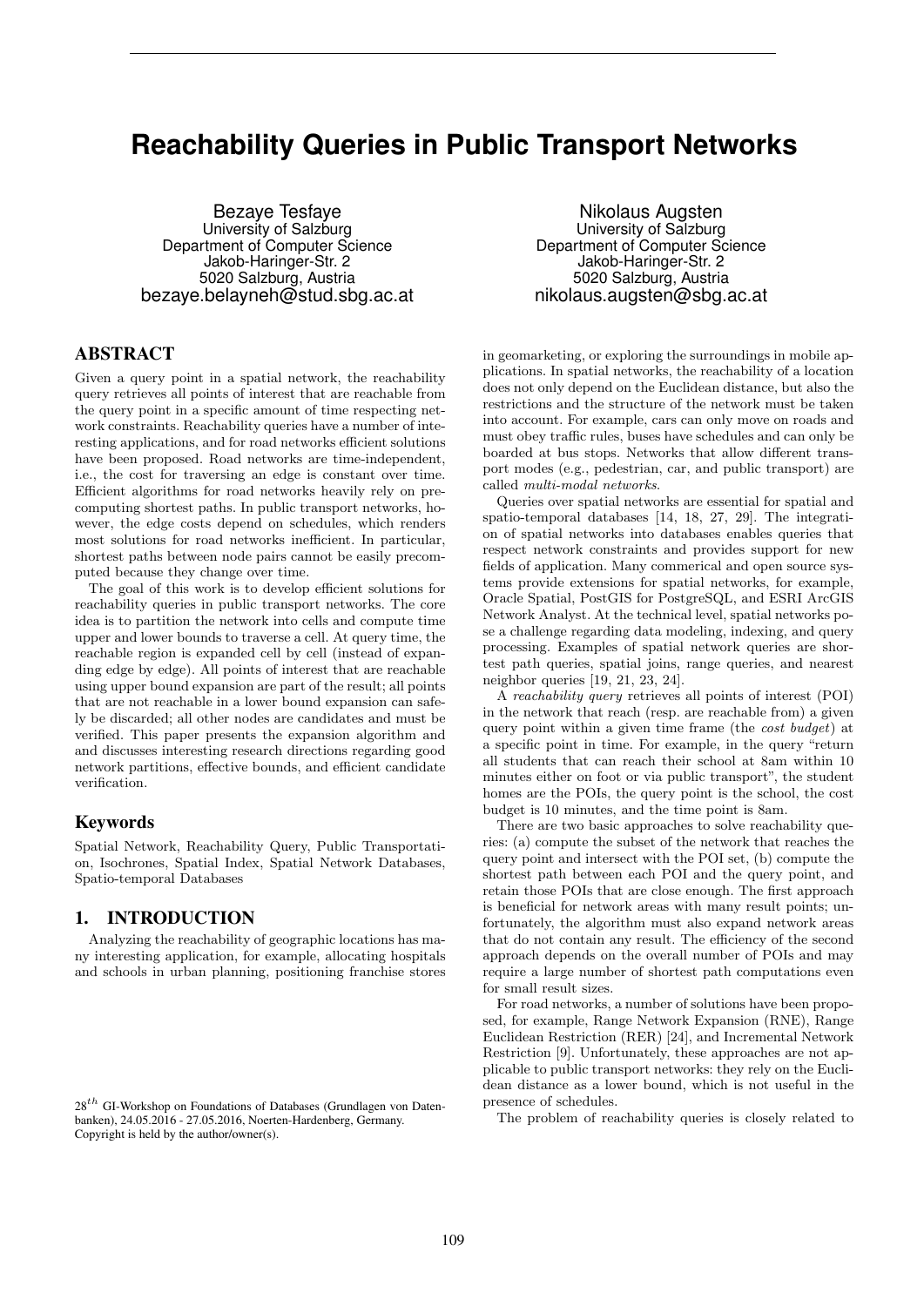# Reachability Queries in Public Transport Networks

Bezaye Tesfaye
University of Salzburg
Department of Computer Science
Jakob-Haringer-Str. 2
5020 Salzburg, Austria
bezaye.belayneh@stud.sbg.ac.at

Nikolaus Augsten
University of Salzburg
Department of Computer Science
Jakob-Haringer-Str. 2
5020 Salzburg, Austria
nikolaus.augsten@sbg.ac.at

## ABSTRACT

Given a query point in a spatial network, the reachability query retrieves all points of interest that are reachable from the query point in a specific amount of time respecting network constraints. Reachability queries have a number of interesting applications, and for road networks efficient solutions have been proposed. Road networks are time-independent, i.e., the cost for traversing an edge is constant over time. Efficient algorithms for road networks heavily rely on precomputing shortest paths. In public transport networks, however, the edge costs depend on schedules, which renders most solutions for road networks inefficient. In particular, shortest paths between node pairs cannot be easily precomputed because they change over time.

The goal of this work is to develop efficient solutions for reachability queries in public transport networks. The core idea is to partition the network into cells and compute time upper and lower bounds to traverse a cell. At query time, the reachable region is expanded cell by cell (instead of expanding edge by edge). All points of interest that are reachable using upper bound expansion are part of the result; all points that are not reachable in a lower bound expansion can safely be discarded; all other nodes are candidates and must be verified. This paper presents the expansion algorithm and discusses interesting research directions regarding good network partitions, effective bounds, and efficient candidate verification.

## Keywords

Spatial Network, Reachability Query, Public Transportation, Isochrones, Spatial Index, Spatial Network Databases, Spatio-temporal Databases

## 1. INTRODUCTION

Analyzing the reachability of geographic locations has many interesting application, for example, allocating hospitals and schools in urban planning, positioning franchise stores in geomarketing, or exploring the surroundings in mobile applications. In spatial networks, the reachability of a location does not only depend on the Euclidean distance, but also the restrictions and the structure of the network must be taken into account. For example, cars can only move on roads and must obey traffic rules, buses have schedules and can only be boarded at bus stops. Networks that allow different transport modes (e.g., pedestrian, car, and public transport) are called *multi-modal networks*.

Queries over spatial networks are essential for spatial and spatio-temporal databases [14, 18, 27, 29]. The integration of spatial networks into databases enables queries that respect network constraints and provides support for new fields of application. Many commerical and open source systems provide extensions for spatial networks, for example, Oracle Spatial, PostGIS for PostgreSQL, and ESRI ArcGIS Network Analyst. At the technical level, spatial networks pose a challenge regarding data modeling, indexing, and query processing. Examples of spatial network queries are shortest path queries, spatial joins, range queries, and nearest neighbor queries [19, 21, 23, 24].

A *reachability query* retrieves all points of interest (POI) in the network that reach (resp. are reachable from) a given query point within a given time frame (the *cost budget*) at a specific point in time. For example, in the query "return all students that can reach their school at 8am within 10 minutes either on foot or via public transport", the student homes are the POIs, the query point is the school, the cost budget is 10 minutes, and the time point is 8am.

There are two basic approaches to solve reachability queries: (a) compute the subset of the network that reaches the query point and intersect with the POI set, (b) compute the shortest path between each POI and the query point, and retain those POIs that are close enough. The first approach is beneficial for network areas with many result points; unfortunately, the algorithm must also expand network areas that do not contain any result. The efficiency of the second approach depends on the overall number of POIs and may require a large number of shortest path computations even for small result sizes.

For road networks, a number of solutions have been proposed, for example, Range Network Expansion (RNE), Range Euclidean Restriction (RER) [24], and Incremental Network Restriction [9]. Unfortunately, these approaches are not applicable to public transport networks: they rely on the Euclidean distance as a lower bound, which is not useful in the presence of schedules.

The problem of reachability queries is closely related to

$28^{th}$ GI-Workshop on Foundations of Databases (Grundlagen von Datenbanken), 24.05.2016 - 27.05.2016, Noerten-Hardenberg, Germany.
Copyright is held by the author/owner(s).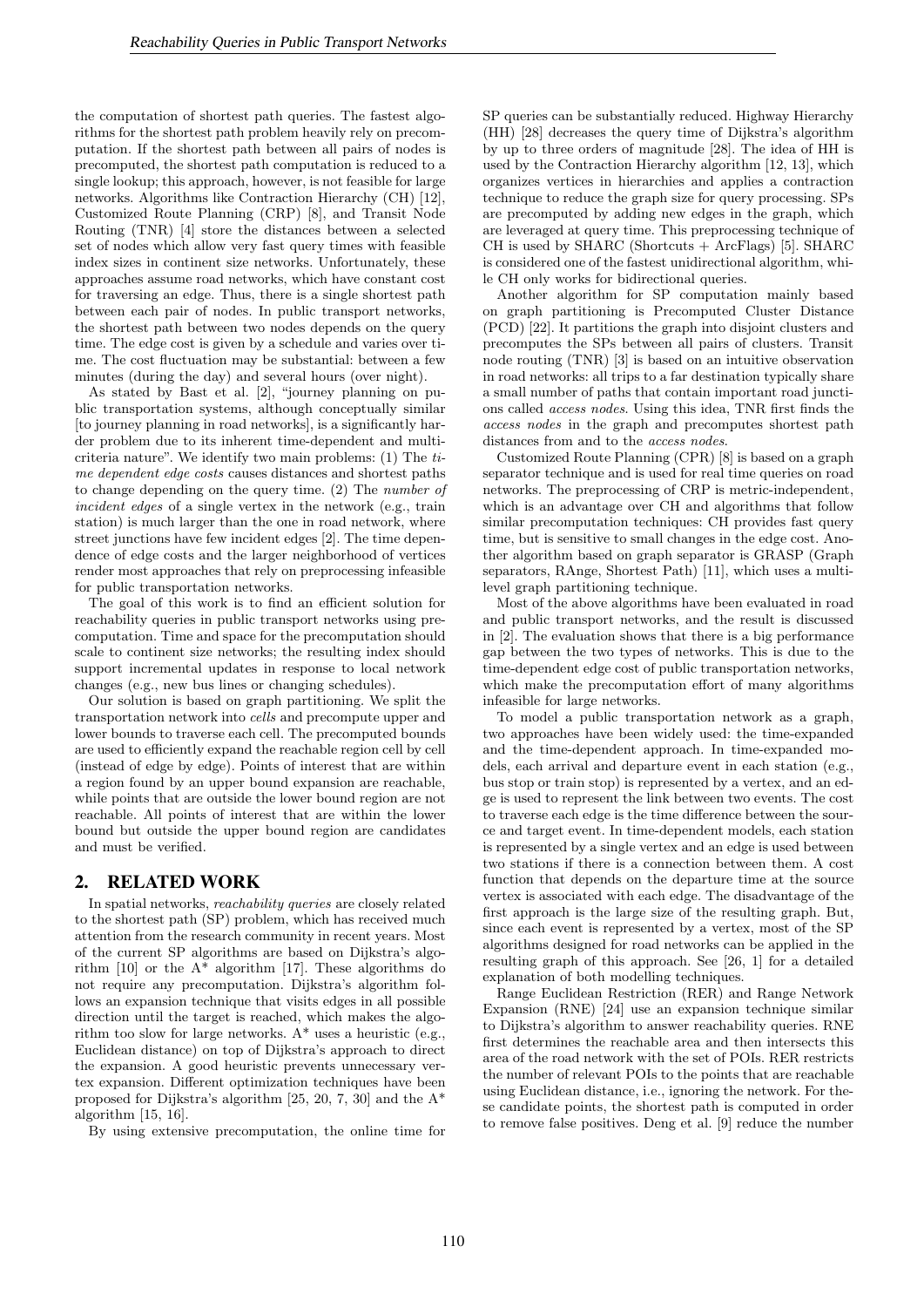the computation of shortest path queries. The fastest algorithms for the shortest path problem heavily rely on precomputation. If the shortest path between all pairs of nodes is precomputed, the shortest path computation is reduced to a single lookup; this approach, however, is not feasible for large networks. Algorithms like Contraction Hierarchy (CH) [12], Customized Route Planning (CRP) [8], and Transit Node Routing (TNR) [4] store the distances between a selected set of nodes which allow very fast query times with feasible index sizes in continent size networks. Unfortunately, these approaches assume road networks, which have constant cost for traversing an edge. Thus, there is a single shortest path between each pair of nodes. In public transport networks, the shortest path between two nodes depends on the query time. The edge cost is given by a schedule and varies over time. The cost fluctuation may be substantial: between a few minutes (during the day) and several hours (over night).

As stated by Bast et al. [2], "journey planning on public transportation systems, although conceptually similar [to journey planning in road networks], is a significantly harder problem due to its inherent time-dependent and multi-criteria nature". We identify two main problems: (1) The *time dependent edge costs* causes distances and shortest paths to change depending on the query time. (2) The *number of incident edges* of a single vertex in the network (e.g., train station) is much larger than the one in road network, where street junctions have few incident edges [2]. The time dependence of edge costs and the larger neighborhood of vertices render most approaches that rely on preprocessing infeasible for public transportation networks.

The goal of this work is to find an efficient solution for reachability queries in public transport networks using precomputation. Time and space for the precomputation should scale to continent size networks; the resulting index should support incremental updates in response to local network changes (e.g., new bus lines or changing schedules).

Our solution is based on graph partitioning. We split the transportation network into *cells* and precompute upper and lower bounds to traverse each cell. The precomputed bounds are used to efficiently expand the reachable region cell by cell (instead of edge by edge). Points of interest that are within a region found by an upper bound expansion are reachable, while points that are outside the lower bound region are not reachable. All points of interest that are within the lower bound but outside the upper bound region are candidates and must be verified.

## 2. RELATED WORK

In spatial networks, *reachability queries* are closely related to the shortest path (SP) problem, which has received much attention from the research community in recent years. Most of the current SP algorithms are based on Dijkstra's algorithm [10] or the A* algorithm [17]. These algorithms do not require any precomputation. Dijkstra's algorithm follows an expansion technique that visits edges in all possible direction until the target is reached, which makes the algorithm too slow for large networks. A* uses a heuristic (e.g., Euclidean distance) on top of Dijkstra's approach to direct the expansion. A good heuristic prevents unnecessary vertex expansion. Different optimization techniques have been proposed for Dijkstra's algorithm [25, 20, 7, 30] and the A* algorithm [15, 16].

By using extensive precomputation, the online time for SP queries can be substantially reduced. Highway Hierarchy (HH) [28] decreases the query time of Dijkstra's algorithm by up to three orders of magnitude [28]. The idea of HH is used by the Contraction Hierarchy algorithm [12, 13], which organizes vertices in hierarchies and applies a contraction technique to reduce the graph size for query processing. SPs are precomputed by adding new edges in the graph, which are leveraged at query time. This preprocessing technique of CH is used by SHARC (Shortcuts + ArcFlags) [5]. SHARC is considered one of the fastest unidirectional algorithm, while CH only works for bidirectional queries.

Another algorithm for SP computation mainly based on graph partitioning is Precomputed Cluster Distance (PCD) [22]. It partitions the graph into disjoint clusters and precomputes the SPs between all pairs of clusters. Transit node routing (TNR) [3] is based on an intuitive observation in road networks: all trips to a far destination typically share a small number of paths that contain important road junctions called *access nodes*. Using this idea, TNR first finds the *access nodes* in the graph and precomputes shortest path distances from and to the *access nodes*.

Customized Route Planning (CPR) [8] is based on a graph separator technique and is used for real time queries on road networks. The preprocessing of CRP is metric-independent, which is an advantage over CH and algorithms that follow similar precomputation techniques: CH provides fast query time, but is sensitive to small changes in the edge cost. Another algorithm based on graph separator is GRASP (Graph separators, RAnge, Shortest Path) [11], which uses a multi-level graph partitioning technique.

Most of the above algorithms have been evaluated in road and public transport networks, and the result is discussed in [2]. The evaluation shows that there is a big performance gap between the two types of networks. This is due to the time-dependent edge cost of public transportation networks, which make the precomputation effort of many algorithms infeasible for large networks.

To model a public transportation network as a graph, two approaches have been widely used: the time-expanded and the time-dependent approach. In time-expanded models, each arrival and departure event in each station (e.g., bus stop or train stop) is represented by a vertex, and an edge is used to represent the link between two events. The cost to traverse each edge is the time difference between the source and target event. In time-dependent models, each station is represented by a single vertex and an edge is used between two stations if there is a connection between them. A cost function that depends on the departure time at the source vertex is associated with each edge. The disadvantage of the first approach is the large size of the resulting graph. But, since each event is represented by a vertex, most of the SP algorithms designed for road networks can be applied in the resulting graph of this approach. See [26, 1] for a detailed explanation of both modelling techniques.

Range Euclidean Restriction (RER) and Range Network Expansion (RNE) [24] use an expansion technique similar to Dijkstra's algorithm to answer reachability queries. RNE first determines the reachable area and then intersects this area of the road network with the set of POIs. RER restricts the number of relevant POIs to the points that are reachable using Euclidean distance, i.e., ignoring the network. For these candidate points, the shortest path is computed in order to remove false positives. Deng et al. [9] reduce the number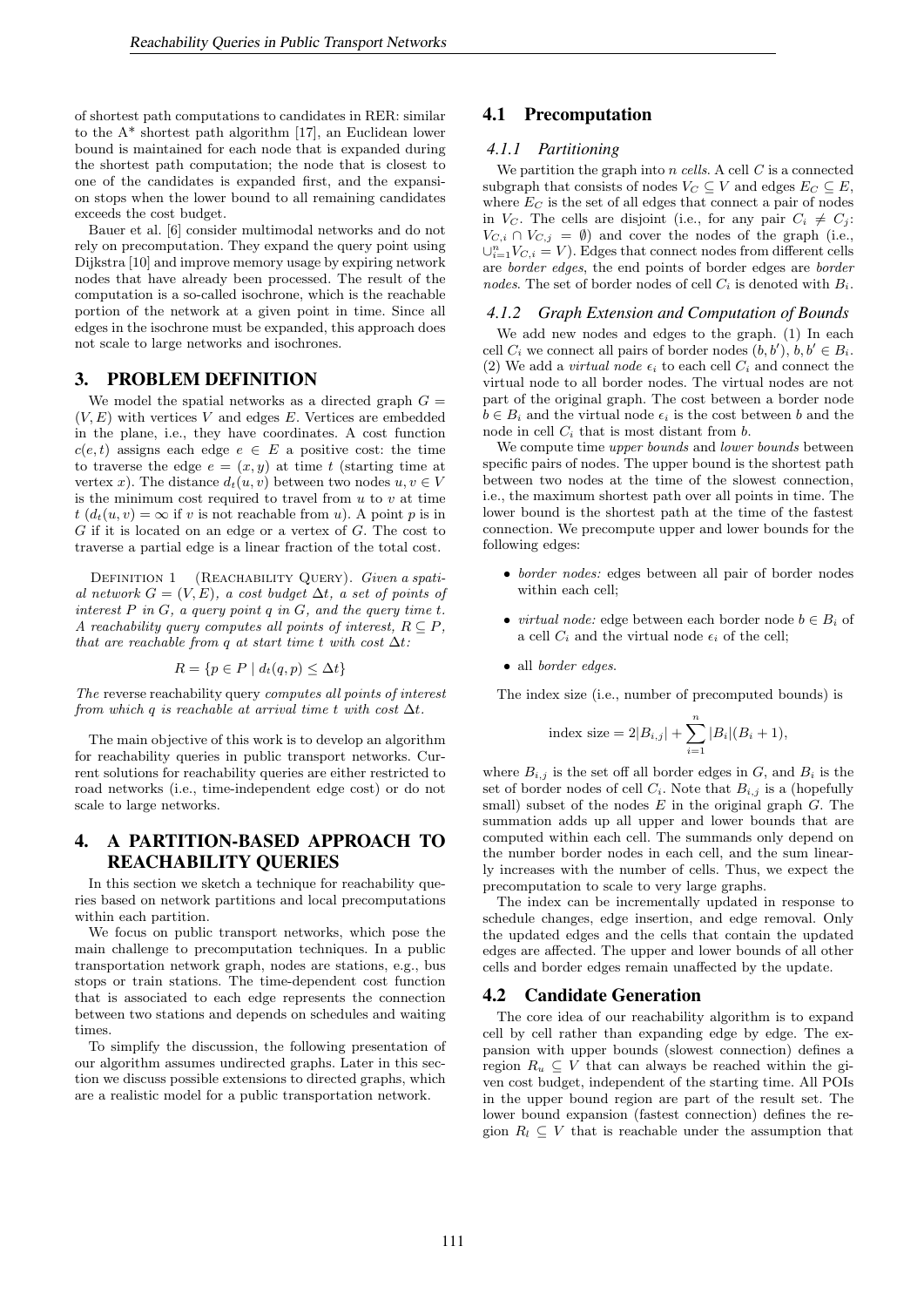of shortest path computations to candidates in RER: similar to the A* shortest path algorithm [17], an Euclidean lower bound is maintained for each node that is expanded during the shortest path computation; the node that is closest to one of the candidates is expanded first, and the expansion stops when the lower bound to all remaining candidates exceeds the cost budget.

Bauer et al. [6] consider multimodal networks and do not rely on precomputation. They expand the query point using Dijkstra [10] and improve memory usage by expiring network nodes that have already been processed. The result of the computation is a so-called isochrone, which is the reachable portion of the network at a given point in time. Since all edges in the isochrone must be expanded, this approach does not scale to large networks and isochrones.

## 3. PROBLEM DEFINITION

We model the spatial networks as a directed graph $G = (V, E)$ with vertices $V$ and edges $E$. Vertices are embedded in the plane, i.e., they have coordinates. A cost function $c(e, t)$ assigns each edge $e \in E$ a positive cost: the time to traverse the edge $e = (x, y)$ at time $t$ (starting time at vertex $x$). The distance $d_t(u, v)$ between two nodes $u, v \in V$ is the minimum cost required to travel from $u$ to $v$ at time $t$ ($d_t(u, v) = \infty$ if $v$ is not reachable from $u$). A point $p$ is in $G$ if it is located on an edge or a vertex of $G$. The cost to traverse a partial edge is a linear fraction of the total cost.

DEFINITION 1 (REACHABILITY QUERY). *Given a spatial network $G = (V, E)$, a cost budget $\Delta t$, a set of points of interest $P$ in $G$, a query point $q$ in $G$, and the query time $t$. A reachability query computes all points of interest, $R \subseteq P$, that are reachable from $q$ at start time $t$ with cost $\Delta t$:*

$$R = \{p \in P \mid d_t(q, p) \le \Delta t\}$$

*The* reverse reachability query *computes all points of interest from which $q$ is reachable at arrival time $t$ with cost $\Delta t$.*

The main objective of this work is to develop an algorithm for reachability queries in public transport networks. Current solutions for reachability queries are either restricted to road networks (i.e., time-independent edge cost) or do not scale to large networks.

## 4. A PARTITION-BASED APPROACH TO REACHABILITY QUERIES

In this section we sketch a technique for reachability queries based on network partitions and local precomputations within each partition.

We focus on public transport networks, which pose the main challenge to precomputation techniques. In a public transportation network graph, nodes are stations, e.g., bus stops or train stations. The time-dependent cost function that is associated to each edge represents the connection between two stations and depends on schedules and waiting times.

To simplify the discussion, the following presentation of our algorithm assumes undirected graphs. Later in this section we discuss possible extensions to directed graphs, which are a realistic model for a public transportation network.

### 4.1 Precomputation

#### *4.1.1 Partitioning*

We partition the graph into $n$ *cells*. A cell $C$ is a connected subgraph that consists of nodes $V_C \subseteq V$ and edges $E_C \subseteq E$, where $E_C$ is the set of all edges that connect a pair of nodes in $V_C$. The cells are disjoint (i.e., for any pair $C_i \neq C_j$: $V_{C,i} \cap V_{C,j} = \emptyset$) and cover the nodes of the graph (i.e., $\cup_{i=1}^{n} V_{C,i} = V$). Edges that connect nodes from different cells are *border edges*, the end points of border edges are *border nodes*. The set of border nodes of cell $C_i$ is denoted with $B_i$.

#### *4.1.2 Graph Extension and Computation of Bounds*

We add new nodes and edges to the graph. (1) In each cell $C_i$ we connect all pairs of border nodes $(b, b')$, $b, b' \in B_i$. (2) We add a *virtual node* $\epsilon_i$ to each cell $C_i$ and connect the virtual node to all border nodes. The virtual nodes are not part of the original graph. The cost between a border node $b \in B_i$ and the virtual node $\epsilon_i$ is the cost between $b$ and the node in cell $C_i$ that is most distant from $b$.

We compute time *upper bounds* and *lower bounds* between specific pairs of nodes. The upper bound is the shortest path between two nodes at the time of the slowest connection, i.e., the maximum shortest path over all points in time. The lower bound is the shortest path at the time of the fastest connection. We precompute upper and lower bounds for the following edges:

- *border nodes:* edges between all pair of border nodes within each cell;
- *virtual node:* edge between each border node $b \in B_i$ of a cell $C_i$ and the virtual node $\epsilon_i$ of the cell;
- all *border edges*.

The index size (i.e., number of precomputed bounds) is

$$\text{index size} = 2|B_{i,j}| + \sum_{i=1}^{n} |B_i|(B_i + 1),$$

where $B_{i,j}$ is the set off all border edges in $G$, and $B_i$ is the set of border nodes of cell $C_i$. Note that $B_{i,j}$ is a (hopefully small) subset of the nodes $E$ in the original graph $G$. The summation adds up all upper and lower bounds that are computed within each cell. The summands only depend on the number border nodes in each cell, and the sum linearly increases with the number of cells. Thus, we expect the precomputation to scale to very large graphs.

The index can be incrementally updated in response to schedule changes, edge insertion, and edge removal. Only the updated edges and the cells that contain the updated edges are affected. The upper and lower bounds of all other cells and border edges remain unaffected by the update.

### 4.2 Candidate Generation

The core idea of our reachability algorithm is to expand cell by cell rather than expanding edge by edge. The expansion with upper bounds (slowest connection) defines a region $R_u \subseteq V$ that can always be reached within the given cost budget, independent of the starting time. All POIs in the upper bound region are part of the result set. The lower bound expansion (fastest connection) defines the region $R_l \subseteq V$ that is reachable under the assumption that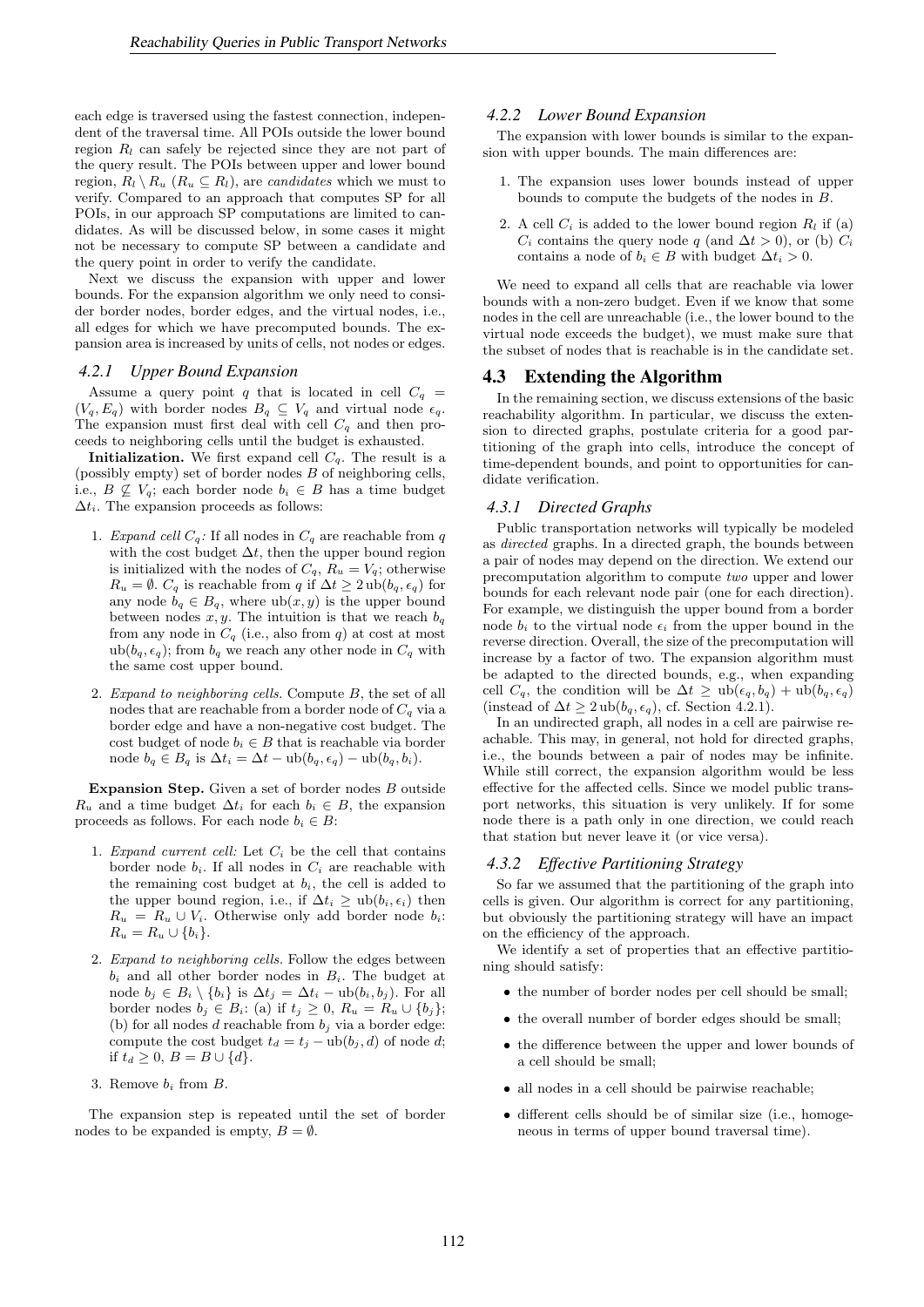each edge is traversed using the fastest connection, independent of the traversal time. All POIs outside the lower bound region $R_l$ can safely be rejected since they are not part of the query result. The POIs between upper and lower bound region, $R_l \setminus R_u$ ($R_u \subseteq R_l$), are *candidates* which we must to verify. Compared to an approach that computes SP for all POIs, in our approach SP computations are limited to candidates. As will be discussed below, in some cases it might not be necessary to compute SP between a candidate and the query point in order to verify the candidate.

Next we discuss the expansion with upper and lower bounds. For the expansion algorithm we only need to consider border nodes, border edges, and the virtual nodes, i.e., all edges for which we have precomputed bounds. The expansion area is increased by units of cells, not nodes or edges.

#### 4.2.1 Upper Bound Expansion

Assume a query point $q$ that is located in cell $C_q = (V_q, E_q)$ with border nodes $B_q \subseteq V_q$ and virtual node $\epsilon_q$. The expansion must first deal with cell $C_q$ and then proceeds to neighboring cells until the budget is exhausted.

**Initialization.** We first expand cell $C_q$. The result is a (possibly empty) set of border nodes $B$ of neighboring cells, i.e., $B \nsubseteq V_q$; each border node $b_i \in B$ has a time budget $\Delta t_i$. The expansion proceeds as follows:

1. *Expand cell $C_q$:* If all nodes in $C_q$ are reachable from $q$ with the cost budget $\Delta t$, then the upper bound region is initialized with the nodes of $C_q$, $R_u = V_q$; otherwise $R_u = \emptyset$. $C_q$ is reachable from $q$ if $\Delta t \geq 2\,\mathrm{ub}(b_q, \epsilon_q)$ for any node $b_q \in B_q$, where $\mathrm{ub}(x, y)$ is the upper bound between nodes $x, y$. The intuition is that we reach $b_q$ from any node in $C_q$ (i.e., also from $q$) at cost at most $\mathrm{ub}(b_q, \epsilon_q)$; from $b_q$ we reach any other node in $C_q$ with the same cost upper bound.
2. *Expand to neighboring cells.* Compute $B$, the set of all nodes that are reachable from a border node of $C_q$ via a border edge and have a non-negative cost budget. The cost budget of node $b_i \in B$ that is reachable via border node $b_q \in B_q$ is $\Delta t_i = \Delta t - \mathrm{ub}(b_q, \epsilon_q) - \mathrm{ub}(b_q, b_i)$.

**Expansion Step.** Given a set of border nodes $B$ outside $R_u$ and a time budget $\Delta t_i$ for each $b_i \in B$, the expansion proceeds as follows. For each node $b_i \in B$:

1. *Expand current cell:* Let $C_i$ be the cell that contains border node $b_i$. If all nodes in $C_i$ are reachable with the remaining cost budget at $b_i$, the cell is added to the upper bound region, i.e., if $\Delta t_i \geq \mathrm{ub}(b_i, \epsilon_i)$ then $R_u = R_u \cup V_i$. Otherwise only add border node $b_i$: $R_u = R_u \cup \{b_i\}$.
2. *Expand to neighboring cells.* Follow the edges between $b_i$ and all other border nodes in $B_i$. The budget at node $b_j \in B_i \setminus \{b_i\}$ is $\Delta t_j = \Delta t_i - \mathrm{ub}(b_i, b_j)$. For all border nodes $b_j \in B_i$: (a) if $t_j \geq 0$, $R_u = R_u \cup \{b_j\}$; (b) for all nodes $d$ reachable from $b_j$ via a border edge: compute the cost budget $t_d = t_j - \mathrm{ub}(b_j, d)$ of node $d$; if $t_d \geq 0$, $B = B \cup \{d\}$.
3. Remove $b_i$ from $B$.

The expansion step is repeated until the set of border nodes to be expanded is empty, $B = \emptyset$.

#### 4.2.2 Lower Bound Expansion

The expansion with lower bounds is similar to the expansion with upper bounds. The main differences are:

1. The expansion uses lower bounds instead of upper bounds to compute the budgets of the nodes in $B$.
2. A cell $C_i$ is added to the lower bound region $R_l$ if (a) $C_i$ contains the query node $q$ (and $\Delta t > 0$), or (b) $C_i$ contains a node of $b_i \in B$ with budget $\Delta t_i > 0$.

We need to expand all cells that are reachable via lower bounds with a non-zero budget. Even if we know that some nodes in the cell are unreachable (i.e., the lower bound to the virtual node exceeds the budget), we must make sure that the subset of nodes that is reachable is in the candidate set.

### 4.3 Extending the Algorithm

In the remaining section, we discuss extensions of the basic reachability algorithm. In particular, we discuss the extension to directed graphs, postulate criteria for a good partitioning of the graph into cells, introduce the concept of time-dependent bounds, and point to opportunities for candidate verification.

#### 4.3.1 Directed Graphs

Public transportation networks will typically be modeled as *directed* graphs. In a directed graph, the bounds between a pair of nodes may depend on the direction. We extend our precomputation algorithm to compute *two* upper and lower bounds for each relevant node pair (one for each direction). For example, we distinguish the upper bound from a border node $b_i$ to the virtual node $\epsilon_i$ from the upper bound in the reverse direction. Overall, the size of the precomputation will increase by a factor of two. The expansion algorithm must be adapted to the directed bounds, e.g., when expanding cell $C_q$, the condition will be $\Delta t \geq \mathrm{ub}(\epsilon_q, b_q) + \mathrm{ub}(b_q, \epsilon_q)$ (instead of $\Delta t \geq 2\,\mathrm{ub}(b_q, \epsilon_q)$, cf. Section 4.2.1).

In an undirected graph, all nodes in a cell are pairwise reachable. This may, in general, not hold for directed graphs, i.e., the bounds between a pair of nodes may be infinite. While still correct, the expansion algorithm would be less effective for the affected cells. Since we model public transport networks, this situation is very unlikely. If for some node there is a path only in one direction, we could reach that station but never leave it (or vice versa).

#### 4.3.2 Effective Partitioning Strategy

So far we assumed that the partitioning of the graph into cells is given. Our algorithm is correct for any partitioning, but obviously the partitioning strategy will have an impact on the efficiency of the approach.

We identify a set of properties that an effective partitioning should satisfy:

- the number of border nodes per cell should be small;
- the overall number of border edges should be small;
- the difference between the upper and lower bounds of a cell should be small;
- all nodes in a cell should be pairwise reachable;
- different cells should be of similar size (i.e., homogeneous in terms of upper bound traversal time).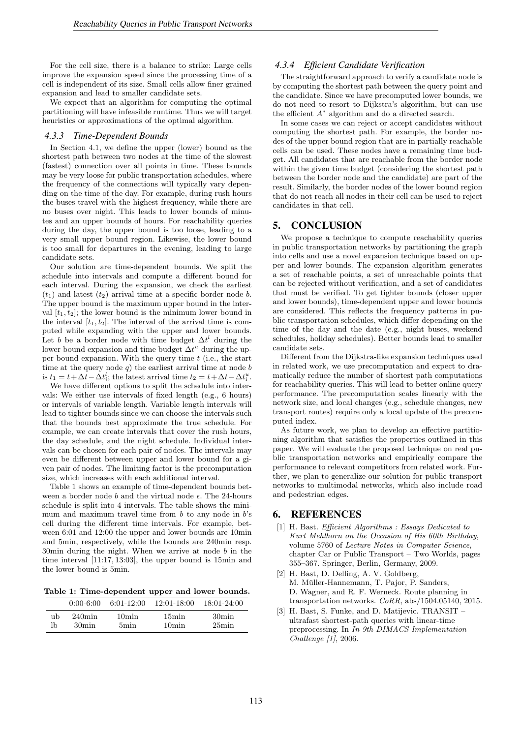For the cell size, there is a balance to strike: Large cells improve the expansion speed since the processing time of a cell is independent of its size. Small cells allow finer grained expansion and lead to smaller candidate sets.

We expect that an algorithm for computing the optimal partitioning will have infeasible runtime. Thus we will target heuristics or approximations of the optimal algorithm.

### 4.3.3 Time-Dependent Bounds

In Section 4.1, we define the upper (lower) bound as the shortest path between two nodes at the time of the slowest (fastest) connection over all points in time. These bounds may be very loose for public transportation schedules, where the frequency of the connections will typically vary depending on the time of the day. For example, during rush hours the buses travel with the highest frequency, while there are no buses over night. This leads to lower bounds of minutes and an upper bounds of hours. For reachability queries during the day, the upper bound is too loose, leading to a very small upper bound region. Likewise, the lower bound is too small for departures in the evening, leading to large candidate sets.

Our solution are time-dependent bounds. We split the schedule into intervals and compute a different bound for each interval. During the expansion, we check the earliest ($t_1$) and latest ($t_2$) arrival time at a specific border node $b$. The upper bound is the maximum upper bound in the interval $[t_1, t_2]$; the lower bound is the minimum lower bound in the interval $[t_1, t_2]$. The interval of the arrival time is computed while expanding with the upper and lower bounds. Let $b$ be a border node with time budget $\Delta t^l$ during the lower bound expansion and time budget $\Delta t^u$ during the upper bound expansion. With the query time $t$ (i.e., the start time at the query node $q$) the earliest arrival time at node $b$ is $t_1 = t + \Delta t - \Delta t_i^l$; the latest arrival time $t_2 = t + \Delta t - \Delta t_i^u$.

We have different options to split the schedule into intervals: We either use intervals of fixed length (e.g., 6 hours) or intervals of variable length. Variable length intervals will lead to tighter bounds since we can choose the intervals such that the bounds best approximate the true schedule. For example, we can create intervals that cover the rush hours, the day schedule, and the night schedule. Individual intervals can be chosen for each pair of nodes. The intervals may even be different between upper and lower bound for a given pair of nodes. The limiting factor is the precomputation size, which increases with each additional interval.

Table 1 shows an example of time-dependent bounds between a border node $b$ and the virtual node $\epsilon$. The 24-hours schedule is split into 4 intervals. The table shows the minimum and maximum travel time from $b$ to any node in $b$'s cell during the different time intervals. For example, between 6:01 and 12:00 the upper and lower bounds are 10min and 5min, respectively, while the bounds are 240min resp. 30min during the night. When we arrive at node $b$ in the time interval $[11{:}17, 13{:}03]$, the upper bound is 15min and the lower bound is 5min.

**Table 1: Time-dependent upper and lower bounds.**

| | 0:00-6:00 | 6:01-12:00 | 12:01-18:00 | 18:01-24:00 |
|---|---|---|---|---|
| ub | 240min | 10min | 15min | 30min |
| lb | 30min | 5min | 10min | 25min |

### 4.3.4 Efficient Candidate Verification

The straightforward approach to verify a candidate node is by computing the shortest path between the query point and the candidate. Since we have precomputed lower bounds, we do not need to resort to Dijkstra's algorithm, but can use the efficient $A^*$ algorithm and do a directed search.

In some cases we can reject or accept candidates without computing the shortest path. For example, the border nodes of the upper bound region that are in partially reachable cells can be used. These nodes have a remaining time budget. All candidates that are reachable from the border node within the given time budget (considering the shortest path between the border node and the candidate) are part of the result. Similarly, the border nodes of the lower bound region that do not reach all nodes in their cell can be used to reject candidates in that cell.

## 5. CONCLUSION

We propose a technique to compute reachability queries in public transportation networks by partitioning the graph into cells and use a novel expansion technique based on upper and lower bounds. The expansion algorithm generates a set of reachable points, a set of unreachable points that can be rejected without verification, and a set of candidates that must be verified. To get tighter bounds (closer upper and lower bounds), time-dependent upper and lower bounds are considered. This reflects the frequency patterns in public transportation schedules, which differ depending on the time of the day and the date (e.g., night buses, weekend schedules, holiday schedules). Better bounds lead to smaller candidate sets.

Different from the Dijkstra-like expansion techniques used in related work, we use precomputation and expect to dramatically reduce the number of shortest path computations for reachability queries. This will lead to better online query performance. The precomputation scales linearly with the network size, and local changes (e.g., schedule changes, new transport routes) require only a local update of the precomputed index.

As future work, we plan to develop an effective partitioning algorithm that satisfies the properties outlined in this paper. We will evaluate the proposed technique on real public transportation networks and empirically compare the performance to relevant competitors from related work. Further, we plan to generalize our solution for public transport networks to multimodal networks, which also include road and pedestrian edges.

## 6. REFERENCES

[1] H. Bast. *Efficient Algorithms : Essays Dedicated to Kurt Mehlhorn on the Occasion of His 60th Birthday*, volume 5760 of *Lecture Notes in Computer Science*, chapter Car or Public Transport – Two Worlds, pages 355–367. Springer, Berlin, Germany, 2009.

[2] H. Bast, D. Delling, A. V. Goldberg, M. Müller-Hannemann, T. Pajor, P. Sanders, D. Wagner, and R. F. Werneck. Route planning in transportation networks. *CoRR*, abs/1504.05140, 2015.

[3] H. Bast, S. Funke, and D. Matijevic. TRANSIT – ultrafast shortest-path queries with linear-time preprocessing. In *In 9th DIMACS Implementation Challenge [1]*, 2006.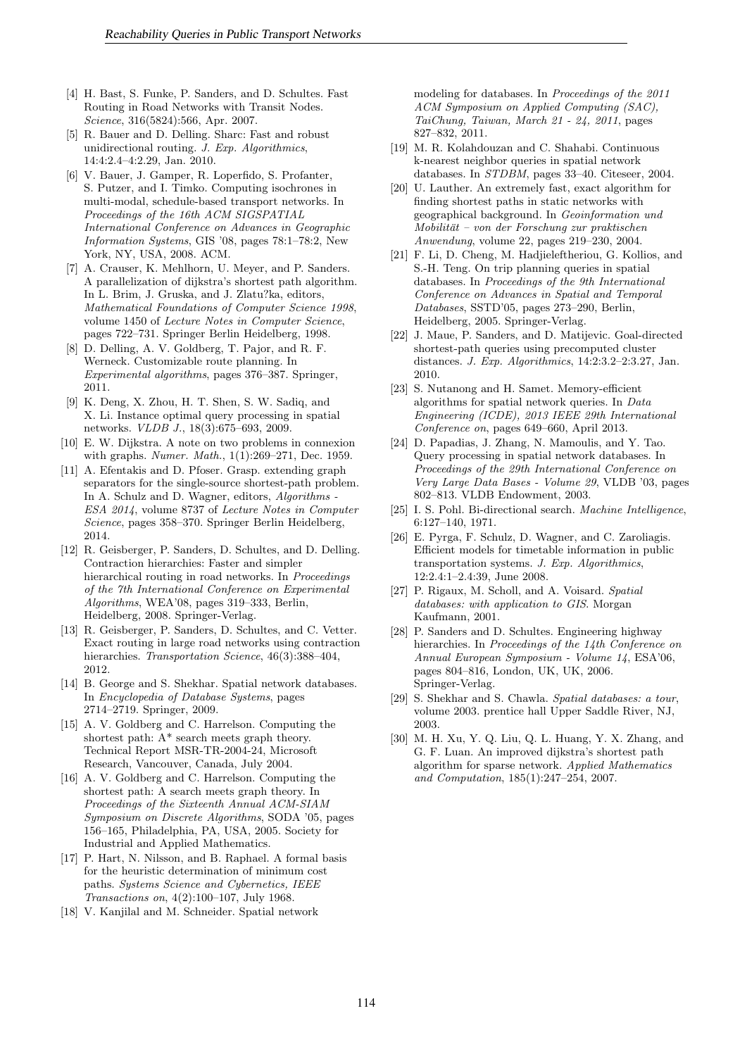[4] H. Bast, S. Funke, P. Sanders, and D. Schultes. Fast Routing in Road Networks with Transit Nodes. *Science*, 316(5824):566, Apr. 2007.

[5] R. Bauer and D. Delling. Sharc: Fast and robust unidirectional routing. *J. Exp. Algorithmics*, 14:4:2.4–4:2.29, Jan. 2010.

[6] V. Bauer, J. Gamper, R. Loperfido, S. Profanter, S. Putzer, and I. Timko. Computing isochrones in multi-modal, schedule-based transport networks. In *Proceedings of the 16th ACM SIGSPATIAL International Conference on Advances in Geographic Information Systems*, GIS '08, pages 78:1–78:2, New York, NY, USA, 2008. ACM.

[7] A. Crauser, K. Mehlhorn, U. Meyer, and P. Sanders. A parallelization of dijkstra's shortest path algorithm. In L. Brim, J. Gruska, and J. Zlatu?ka, editors, *Mathematical Foundations of Computer Science 1998*, volume 1450 of *Lecture Notes in Computer Science*, pages 722–731. Springer Berlin Heidelberg, 1998.

[8] D. Delling, A. V. Goldberg, T. Pajor, and R. F. Werneck. Customizable route planning. In *Experimental algorithms*, pages 376–387. Springer, 2011.

[9] K. Deng, X. Zhou, H. T. Shen, S. W. Sadiq, and X. Li. Instance optimal query processing in spatial networks. *VLDB J.*, 18(3):675–693, 2009.

[10] E. W. Dijkstra. A note on two problems in connexion with graphs. *Numer. Math.*, 1(1):269–271, Dec. 1959.

[11] A. Efentakis and D. Pfoser. Grasp. extending graph separators for the single-source shortest-path problem. In A. Schulz and D. Wagner, editors, *Algorithms - ESA 2014*, volume 8737 of *Lecture Notes in Computer Science*, pages 358–370. Springer Berlin Heidelberg, 2014.

[12] R. Geisberger, P. Sanders, D. Schultes, and D. Delling. Contraction hierarchies: Faster and simpler hierarchical routing in road networks. In *Proceedings of the 7th International Conference on Experimental Algorithms*, WEA'08, pages 319–333, Berlin, Heidelberg, 2008. Springer-Verlag.

[13] R. Geisberger, P. Sanders, D. Schultes, and C. Vetter. Exact routing in large road networks using contraction hierarchies. *Transportation Science*, 46(3):388–404, 2012.

[14] B. George and S. Shekhar. Spatial network databases. In *Encyclopedia of Database Systems*, pages 2714–2719. Springer, 2009.

[15] A. V. Goldberg and C. Harrelson. Computing the shortest path: A* search meets graph theory. Technical Report MSR-TR-2004-24, Microsoft Research, Vancouver, Canada, July 2004.

[16] A. V. Goldberg and C. Harrelson. Computing the shortest path: A search meets graph theory. In *Proceedings of the Sixteenth Annual ACM-SIAM Symposium on Discrete Algorithms*, SODA '05, pages 156–165, Philadelphia, PA, USA, 2005. Society for Industrial and Applied Mathematics.

[17] P. Hart, N. Nilsson, and B. Raphael. A formal basis for the heuristic determination of minimum cost paths. *Systems Science and Cybernetics, IEEE Transactions on*, 4(2):100–107, July 1968.

[18] V. Kanjilal and M. Schneider. Spatial network modeling for databases. In *Proceedings of the 2011 ACM Symposium on Applied Computing (SAC), TaiChung, Taiwan, March 21 - 24, 2011*, pages 827–832, 2011.

[19] M. R. Kolahdouzan and C. Shahabi. Continuous k-nearest neighbor queries in spatial network databases. In *STDBM*, pages 33–40. Citeseer, 2004.

[20] U. Lauther. An extremely fast, exact algorithm for finding shortest paths in static networks with geographical background. In *Geoinformation und Mobilität – von der Forschung zur praktischen Anwendung*, volume 22, pages 219–230, 2004.

[21] F. Li, D. Cheng, M. Hadjieleftheriou, G. Kollios, and S.-H. Teng. On trip planning queries in spatial databases. In *Proceedings of the 9th International Conference on Advances in Spatial and Temporal Databases*, SSTD'05, pages 273–290, Berlin, Heidelberg, 2005. Springer-Verlag.

[22] J. Maue, P. Sanders, and D. Matijevic. Goal-directed shortest-path queries using precomputed cluster distances. *J. Exp. Algorithmics*, 14:2:3.2–2:3.27, Jan. 2010.

[23] S. Nutanong and H. Samet. Memory-efficient algorithms for spatial network queries. In *Data Engineering (ICDE), 2013 IEEE 29th International Conference on*, pages 649–660, April 2013.

[24] D. Papadias, J. Zhang, N. Mamoulis, and Y. Tao. Query processing in spatial network databases. In *Proceedings of the 29th International Conference on Very Large Data Bases - Volume 29*, VLDB '03, pages 802–813. VLDB Endowment, 2003.

[25] I. S. Pohl. Bi-directional search. *Machine Intelligence*, 6:127–140, 1971.

[26] E. Pyrga, F. Schulz, D. Wagner, and C. Zaroliagis. Efficient models for timetable information in public transportation systems. *J. Exp. Algorithmics*, 12:2.4:1–2.4:39, June 2008.

[27] P. Rigaux, M. Scholl, and A. Voisard. *Spatial databases: with application to GIS*. Morgan Kaufmann, 2001.

[28] P. Sanders and D. Schultes. Engineering highway hierarchies. In *Proceedings of the 14th Conference on Annual European Symposium - Volume 14*, ESA'06, pages 804–816, London, UK, UK, 2006. Springer-Verlag.

[29] S. Shekhar and S. Chawla. *Spatial databases: a tour*, volume 2003. prentice hall Upper Saddle River, NJ, 2003.

[30] M. H. Xu, Y. Q. Liu, Q. L. Huang, Y. X. Zhang, and G. F. Luan. An improved dijkstra's shortest path algorithm for sparse network. *Applied Mathematics and Computation*, 185(1):247–254, 2007.